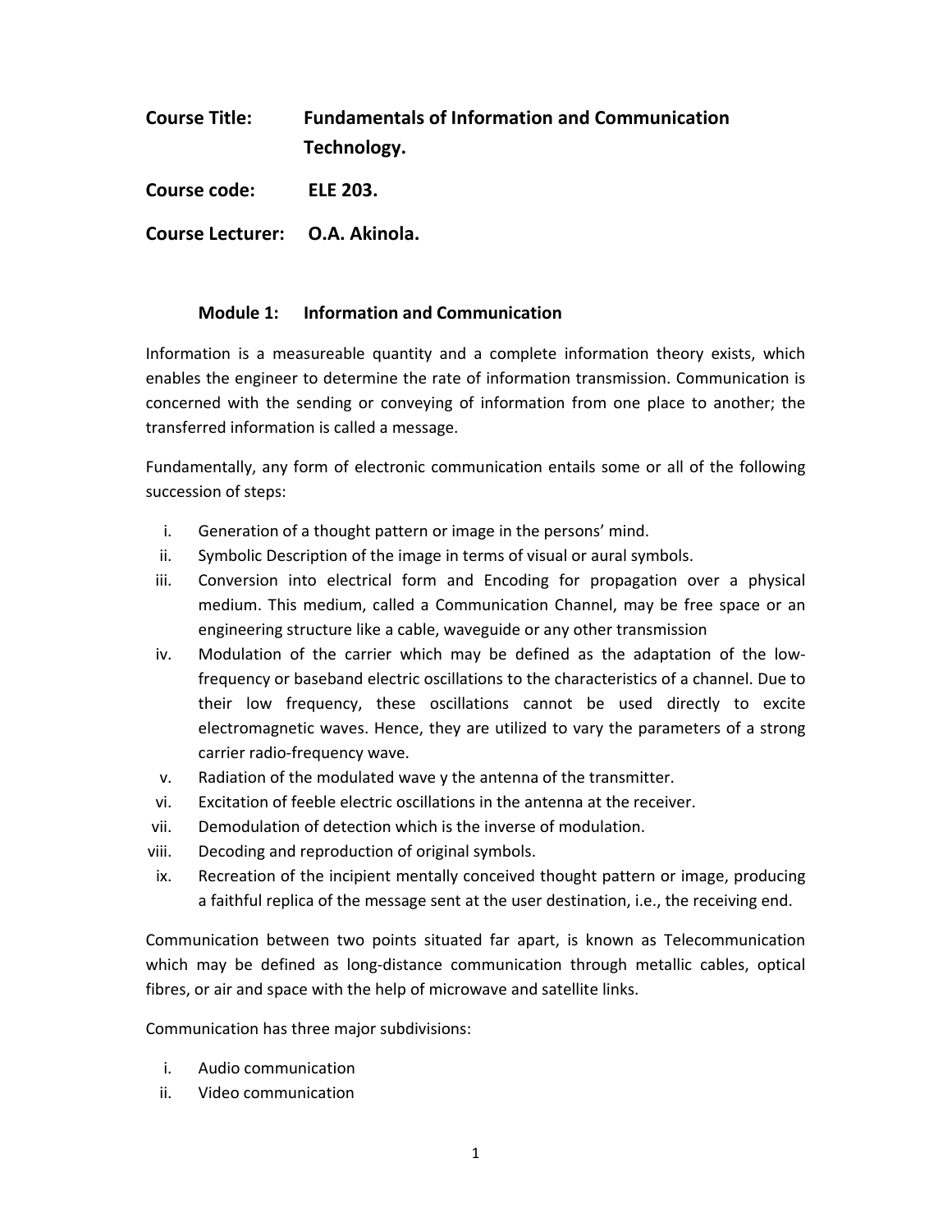**Course Title:** **Fundamentals of Information and Communication Technology.**

**Course code:** **ELE 203.**

**Course Lecturer:** **O.A. Akinola.**

## Module 1: Information and Communication

Information is a measureable quantity and a complete information theory exists, which enables the engineer to determine the rate of information transmission. Communication is concerned with the sending or conveying of information from one place to another; the transferred information is called a message.

Fundamentally, any form of electronic communication entails some or all of the following succession of steps:

i. Generation of a thought pattern or image in the persons' mind.
ii. Symbolic Description of the image in terms of visual or aural symbols.
iii. Conversion into electrical form and Encoding for propagation over a physical medium. This medium, called a Communication Channel, may be free space or an engineering structure like a cable, waveguide or any other transmission
iv. Modulation of the carrier which may be defined as the adaptation of the low-frequency or baseband electric oscillations to the characteristics of a channel. Due to their low frequency, these oscillations cannot be used directly to excite electromagnetic waves. Hence, they are utilized to vary the parameters of a strong carrier radio-frequency wave.
v. Radiation of the modulated wave y the antenna of the transmitter.
vi. Excitation of feeble electric oscillations in the antenna at the receiver.
vii. Demodulation of detection which is the inverse of modulation.
viii. Decoding and reproduction of original symbols.
ix. Recreation of the incipient mentally conceived thought pattern or image, producing a faithful replica of the message sent at the user destination, i.e., the receiving end.

Communication between two points situated far apart, is known as Telecommunication which may be defined as long-distance communication through metallic cables, optical fibres, or air and space with the help of microwave and satellite links.

Communication has three major subdivisions:

i. Audio communication
ii. Video communication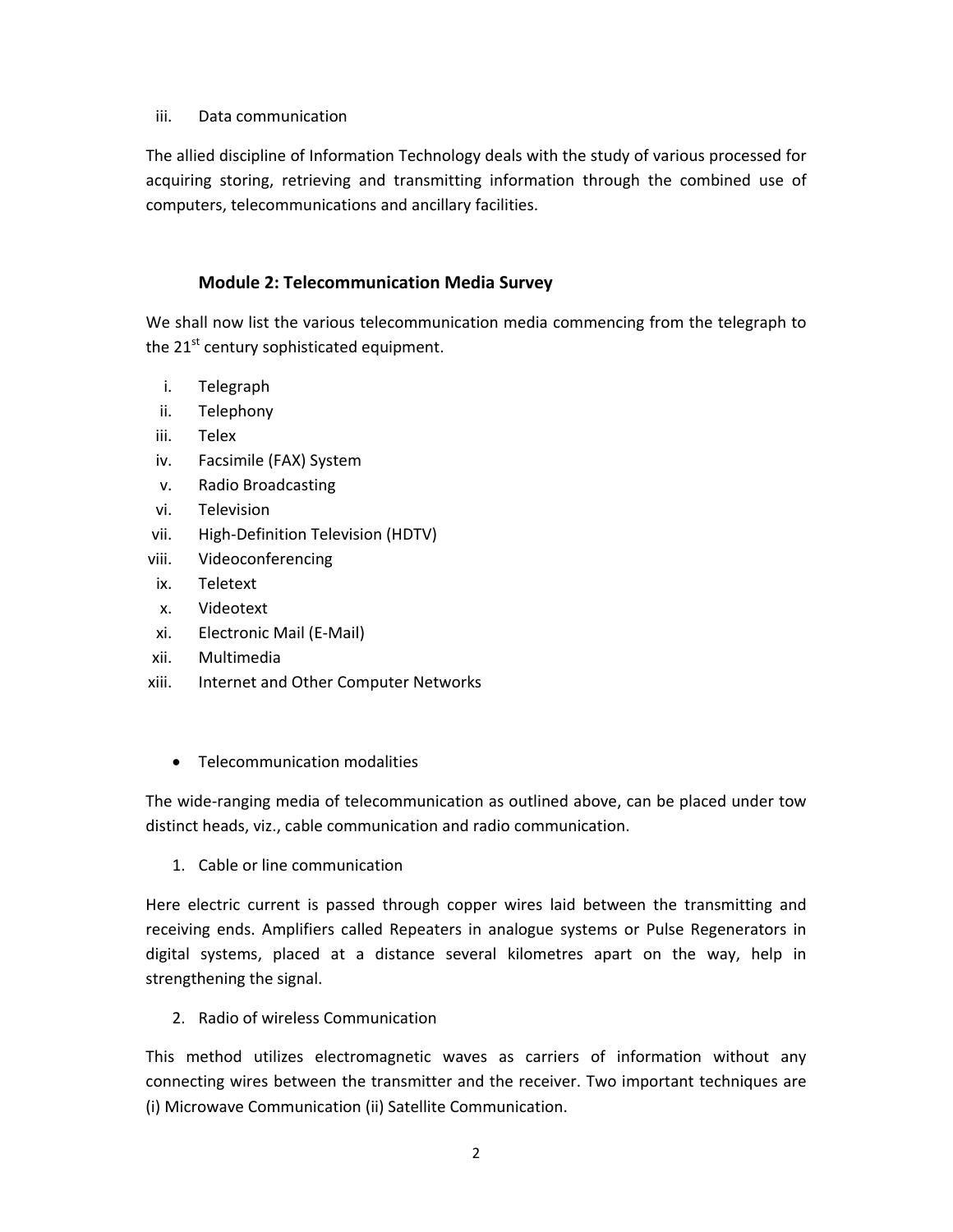iii. Data communication

The allied discipline of Information Technology deals with the study of various processed for acquiring storing, retrieving and transmitting information through the combined use of computers, telecommunications and ancillary facilities.

## Module 2: Telecommunication Media Survey

We shall now list the various telecommunication media commencing from the telegraph to the 21st century sophisticated equipment.

i. Telegraph
ii. Telephony
iii. Telex
iv. Facsimile (FAX) System
v. Radio Broadcasting
vi. Television
vii. High-Definition Television (HDTV)
viii. Videoconferencing
ix. Teletext
x. Videotext
xi. Electronic Mail (E-Mail)
xii. Multimedia
xiii. Internet and Other Computer Networks

- Telecommunication modalities

The wide-ranging media of telecommunication as outlined above, can be placed under tow distinct heads, viz., cable communication and radio communication.

1. Cable or line communication

Here electric current is passed through copper wires laid between the transmitting and receiving ends. Amplifiers called Repeaters in analogue systems or Pulse Regenerators in digital systems, placed at a distance several kilometres apart on the way, help in strengthening the signal.

2. Radio of wireless Communication

This method utilizes electromagnetic waves as carriers of information without any connecting wires between the transmitter and the receiver. Two important techniques are (i) Microwave Communication (ii) Satellite Communication.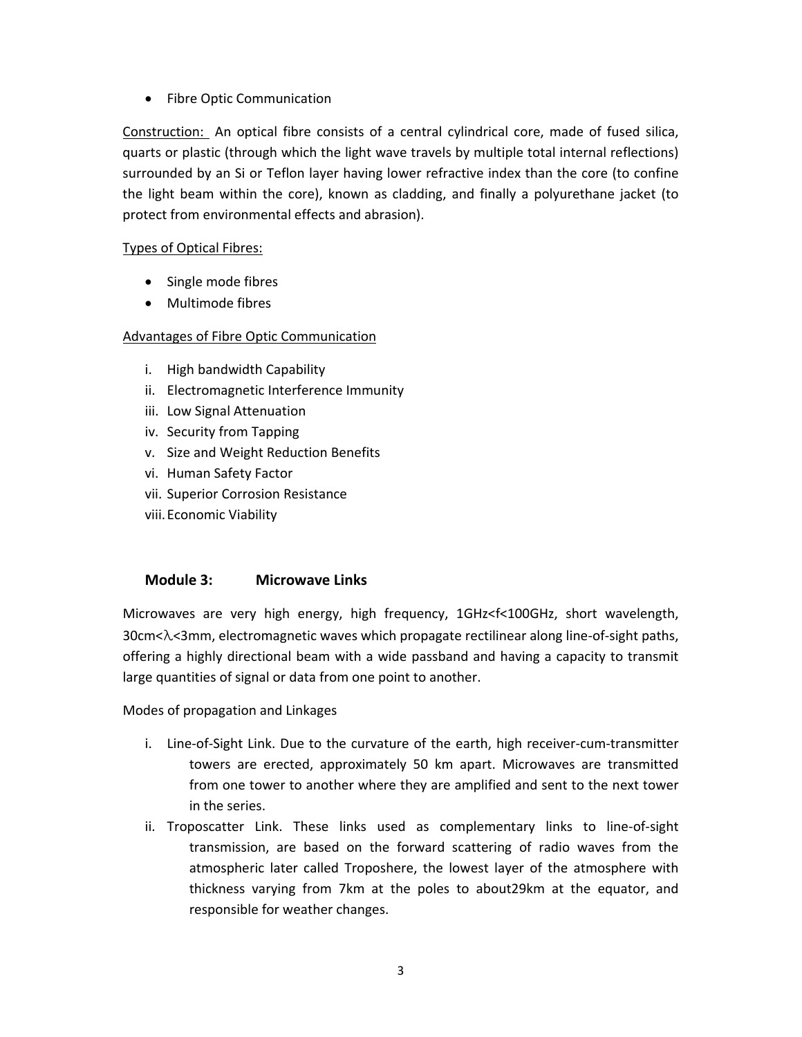- Fibre Optic Communication

Construction: An optical fibre consists of a central cylindrical core, made of fused silica, quarts or plastic (through which the light wave travels by multiple total internal reflections) surrounded by an Si or Teflon layer having lower refractive index than the core (to confine the light beam within the core), known as cladding, and finally a polyurethane jacket (to protect from environmental effects and abrasion).

Types of Optical Fibres:

- Single mode fibres
- Multimode fibres

Advantages of Fibre Optic Communication

i. High bandwidth Capability
ii. Electromagnetic Interference Immunity
iii. Low Signal Attenuation
iv. Security from Tapping
v. Size and Weight Reduction Benefits
vi. Human Safety Factor
vii. Superior Corrosion Resistance
viii. Economic Viability

## Module 3: Microwave Links

Microwaves are very high energy, high frequency, $1GHz<f<100GHz$, short wavelength, $30cm<\lambda<3mm$, electromagnetic waves which propagate rectilinear along line-of-sight paths, offering a highly directional beam with a wide passband and having a capacity to transmit large quantities of signal or data from one point to another.

Modes of propagation and Linkages

i. Line-of-Sight Link. Due to the curvature of the earth, high receiver-cum-transmitter towers are erected, approximately 50 km apart. Microwaves are transmitted from one tower to another where they are amplified and sent to the next tower in the series.
ii. Troposcatter Link. These links used as complementary links to line-of-sight transmission, are based on the forward scattering of radio waves from the atmospheric later called Troposhere, the lowest layer of the atmosphere with thickness varying from 7km at the poles to about29km at the equator, and responsible for weather changes.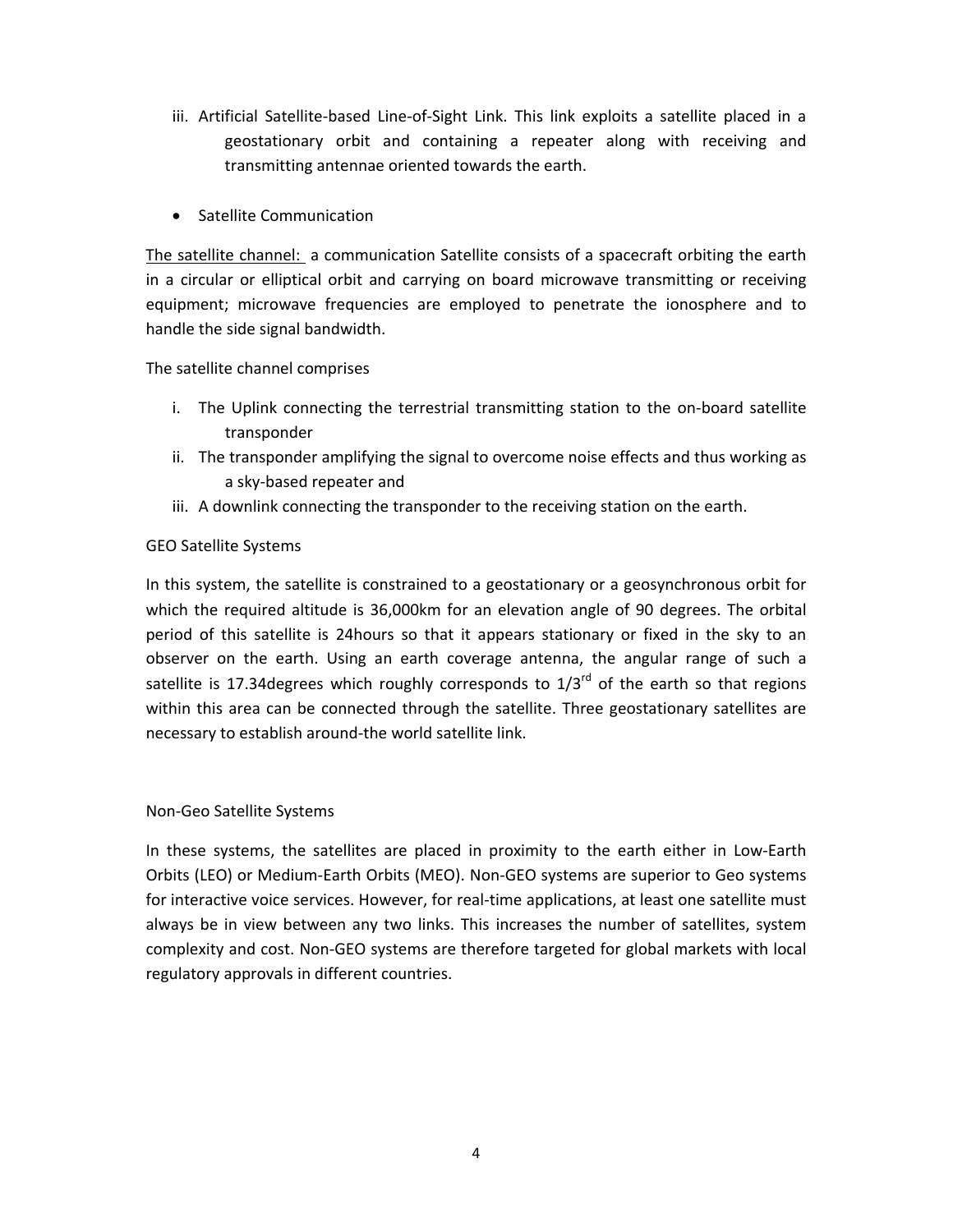iii. Artificial Satellite-based Line-of-Sight Link. This link exploits a satellite placed in a geostationary orbit and containing a repeater along with receiving and transmitting antennae oriented towards the earth.

- Satellite Communication

The satellite channel: a communication Satellite consists of a spacecraft orbiting the earth in a circular or elliptical orbit and carrying on board microwave transmitting or receiving equipment; microwave frequencies are employed to penetrate the ionosphere and to handle the side signal bandwidth.

The satellite channel comprises

i. The Uplink connecting the terrestrial transmitting station to the on-board satellite transponder
ii. The transponder amplifying the signal to overcome noise effects and thus working as a sky-based repeater and
iii. A downlink connecting the transponder to the receiving station on the earth.

GEO Satellite Systems

In this system, the satellite is constrained to a geostationary or a geosynchronous orbit for which the required altitude is 36,000km for an elevation angle of 90 degrees. The orbital period of this satellite is 24hours so that it appears stationary or fixed in the sky to an observer on the earth. Using an earth coverage antenna, the angular range of such a satellite is 17.34degrees which roughly corresponds to 1/3rd of the earth so that regions within this area can be connected through the satellite. Three geostationary satellites are necessary to establish around-the world satellite link.

Non-Geo Satellite Systems

In these systems, the satellites are placed in proximity to the earth either in Low-Earth Orbits (LEO) or Medium-Earth Orbits (MEO). Non-GEO systems are superior to Geo systems for interactive voice services. However, for real-time applications, at least one satellite must always be in view between any two links. This increases the number of satellites, system complexity and cost. Non-GEO systems are therefore targeted for global markets with local regulatory approvals in different countries.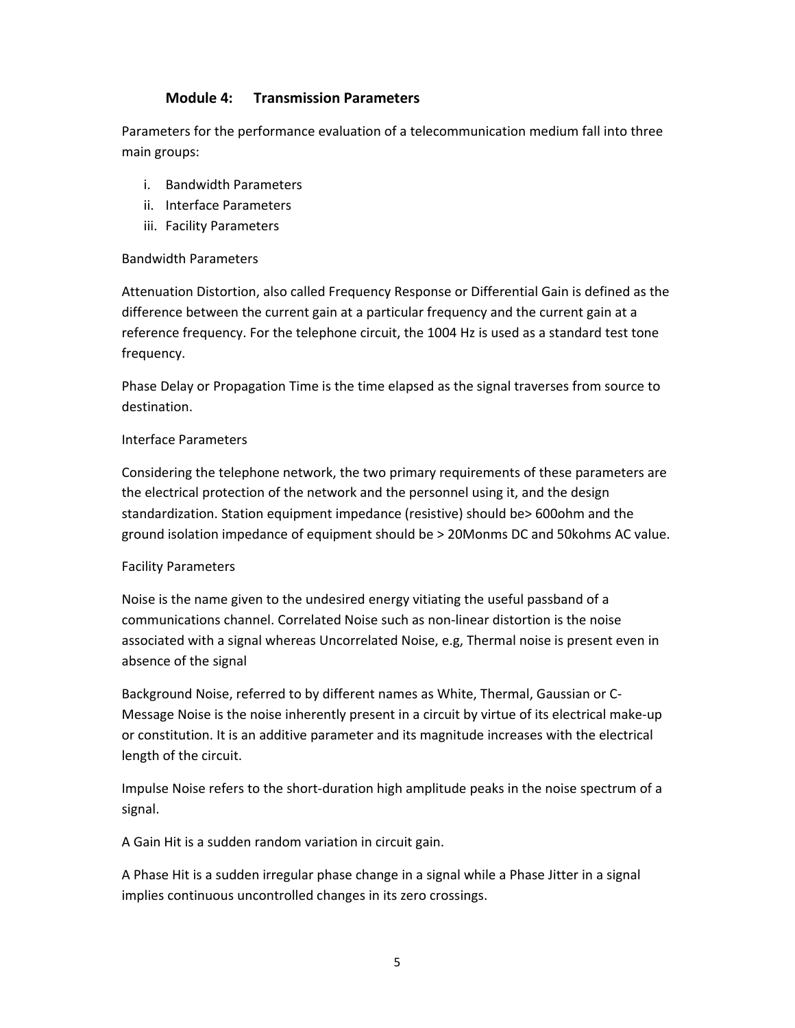## Module 4: Transmission Parameters

Parameters for the performance evaluation of a telecommunication medium fall into three main groups:

i. Bandwidth Parameters
ii. Interface Parameters
iii. Facility Parameters

Bandwidth Parameters

Attenuation Distortion, also called Frequency Response or Differential Gain is defined as the difference between the current gain at a particular frequency and the current gain at a reference frequency. For the telephone circuit, the 1004 Hz is used as a standard test tone frequency.

Phase Delay or Propagation Time is the time elapsed as the signal traverses from source to destination.

Interface Parameters

Considering the telephone network, the two primary requirements of these parameters are the electrical protection of the network and the personnel using it, and the design standardization. Station equipment impedance (resistive) should be> 600ohm and the ground isolation impedance of equipment should be > 20Monms DC and 50kohms AC value.

Facility Parameters

Noise is the name given to the undesired energy vitiating the useful passband of a communications channel. Correlated Noise such as non-linear distortion is the noise associated with a signal whereas Uncorrelated Noise, e.g, Thermal noise is present even in absence of the signal

Background Noise, referred to by different names as White, Thermal, Gaussian or C-Message Noise is the noise inherently present in a circuit by virtue of its electrical make-up or constitution. It is an additive parameter and its magnitude increases with the electrical length of the circuit.

Impulse Noise refers to the short-duration high amplitude peaks in the noise spectrum of a signal.

A Gain Hit is a sudden random variation in circuit gain.

A Phase Hit is a sudden irregular phase change in a signal while a Phase Jitter in a signal implies continuous uncontrolled changes in its zero crossings.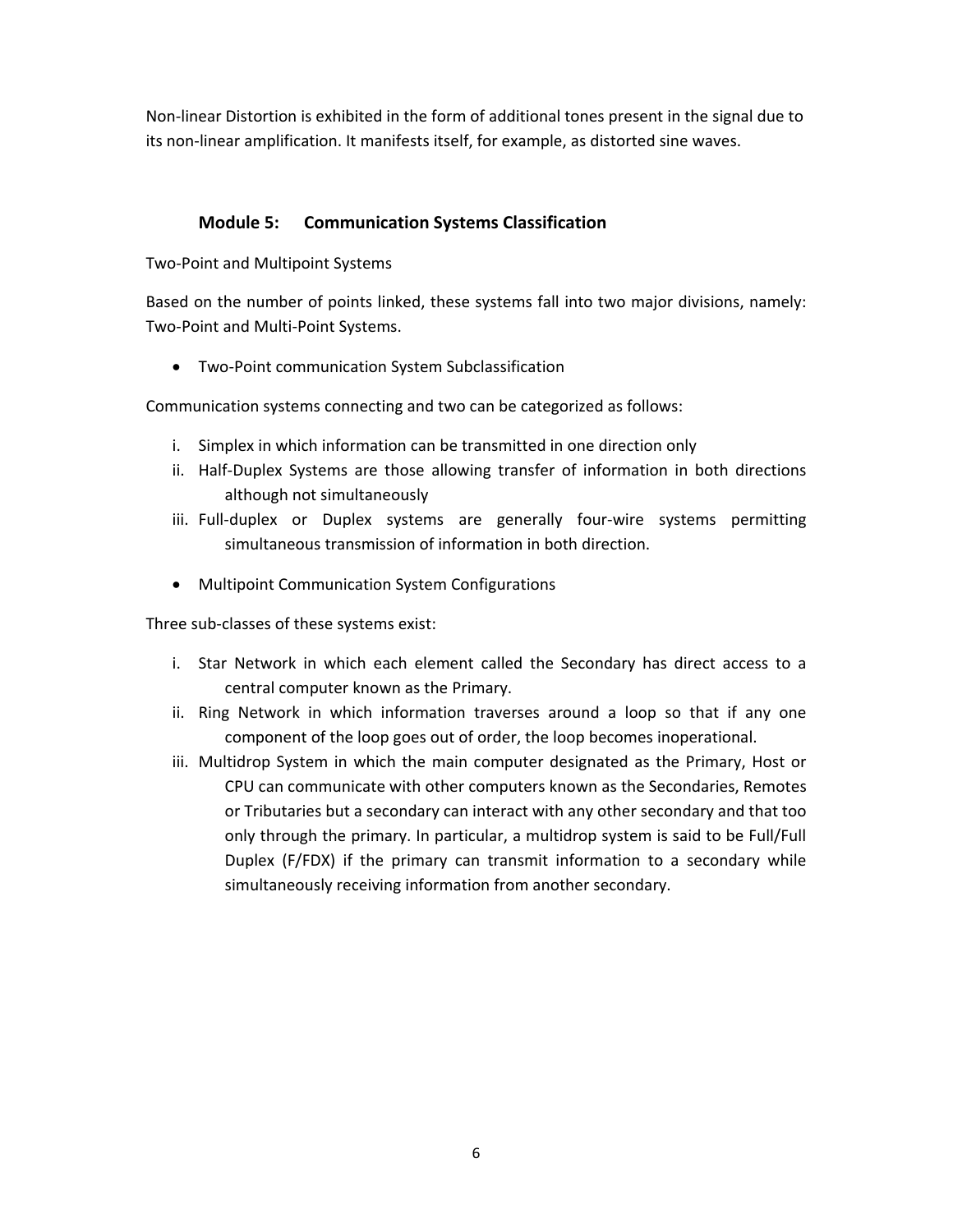Non-linear Distortion is exhibited in the form of additional tones present in the signal due to its non-linear amplification. It manifests itself, for example, as distorted sine waves.

## Module 5: Communication Systems Classification

Two-Point and Multipoint Systems

Based on the number of points linked, these systems fall into two major divisions, namely: Two-Point and Multi-Point Systems.

- Two-Point communication System Subclassification

Communication systems connecting and two can be categorized as follows:

i. Simplex in which information can be transmitted in one direction only
ii. Half-Duplex Systems are those allowing transfer of information in both directions although not simultaneously
iii. Full-duplex or Duplex systems are generally four-wire systems permitting simultaneous transmission of information in both direction.

- Multipoint Communication System Configurations

Three sub-classes of these systems exist:

i. Star Network in which each element called the Secondary has direct access to a central computer known as the Primary.
ii. Ring Network in which information traverses around a loop so that if any one component of the loop goes out of order, the loop becomes inoperational.
iii. Multidrop System in which the main computer designated as the Primary, Host or CPU can communicate with other computers known as the Secondaries, Remotes or Tributaries but a secondary can interact with any other secondary and that too only through the primary. In particular, a multidrop system is said to be Full/Full Duplex (F/FDX) if the primary can transmit information to a secondary while simultaneously receiving information from another secondary.